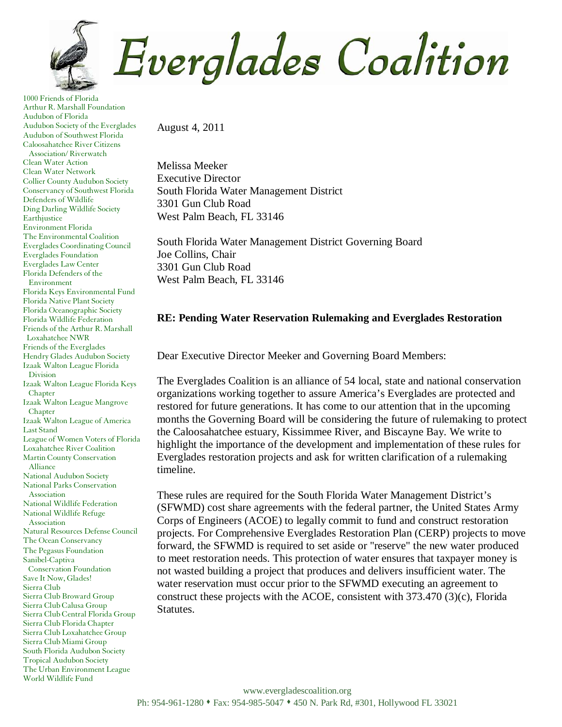# Everglades Coalition

1000 Friends of Florida
Arthur R. Marshall Foundation
Audubon of Florida
Audubon Society of the Everglades
Audubon of Southwest Florida
Caloosahatchee River Citizens Association/ Riverwatch
Clean Water Action
Clean Water Network
Collier County Audubon Society
Conservancy of Southwest Florida
Defenders of Wildlife
Ding Darling Wildlife Society
Earthjustice
Environment Florida
The Environmental Coalition
Everglades Coordinating Council
Everglades Foundation
Everglades Law Center
Florida Defenders of the Environment
Florida Keys Environmental Fund
Florida Native Plant Society
Florida Oceanographic Society
Florida Wildlife Federation
Friends of the Arthur R. Marshall Loxahatchee NWR
Friends of the Everglades
Hendry Glades Audubon Society
Izaak Walton League Florida Division
Izaak Walton League Florida Keys Chapter
Izaak Walton League Mangrove Chapter
Izaak Walton League of America
Last Stand
League of Women Voters of Florida
Loxahatchee River Coalition
Martin County Conservation Alliance
National Audubon Society
National Parks Conservation Association
National Wildlife Federation
National Wildlife Refuge Association
Natural Resources Defense Council
The Ocean Conservancy
The Pegasus Foundation
Sanibel-Captiva Conservation Foundation
Save It Now, Glades!
Sierra Club
Sierra Club Broward Group
Sierra Club Calusa Group
Sierra Club Central Florida Group
Sierra Club Florida Chapter
Sierra Club Loxahatchee Group
Sierra Club Miami Group
South Florida Audubon Society
Tropical Audubon Society
The Urban Environment League
World Wildlife Fund

August 4, 2011

Melissa Meeker
Executive Director
South Florida Water Management District
3301 Gun Club Road
West Palm Beach, FL 33146

South Florida Water Management District Governing Board
Joe Collins, Chair
3301 Gun Club Road
West Palm Beach, FL 33146

**RE: Pending Water Reservation Rulemaking and Everglades Restoration**

Dear Executive Director Meeker and Governing Board Members:

The Everglades Coalition is an alliance of 54 local, state and national conservation organizations working together to assure America's Everglades are protected and restored for future generations. It has come to our attention that in the upcoming months the Governing Board will be considering the future of rulemaking to protect the Caloosahatchee estuary, Kissimmee River, and Biscayne Bay. We write to highlight the importance of the development and implementation of these rules for Everglades restoration projects and ask for written clarification of a rulemaking timeline.

These rules are required for the South Florida Water Management District's (SFWMD) cost share agreements with the federal partner, the United States Army Corps of Engineers (ACOE) to legally commit to fund and construct restoration projects. For Comprehensive Everglades Restoration Plan (CERP) projects to move forward, the SFWMD is required to set aside or "reserve" the new water produced to meet restoration needs. This protection of water ensures that taxpayer money is not wasted building a project that produces and delivers insufficient water. The water reservation must occur prior to the SFWMD executing an agreement to construct these projects with the ACOE, consistent with 373.470 (3)(c), Florida Statutes.

www.evergladescoalition.org
Ph: 954-961-1280 ♦ Fax: 954-985-5047 ♦ 450 N. Park Rd, #301, Hollywood FL 33021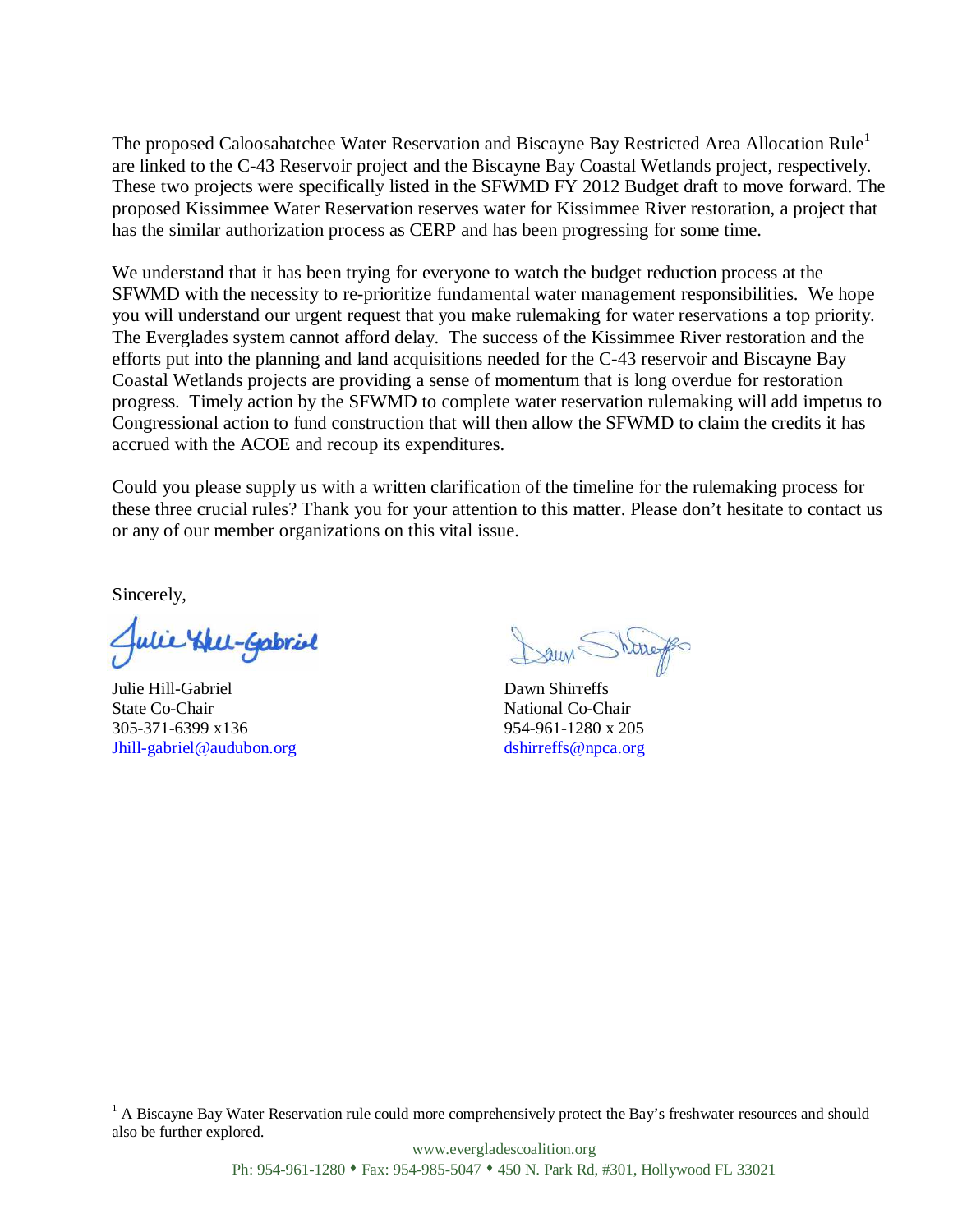The proposed Caloosahatchee Water Reservation and Biscayne Bay Restricted Area Allocation Rule[1] are linked to the C-43 Reservoir project and the Biscayne Bay Coastal Wetlands project, respectively. These two projects were specifically listed in the SFWMD FY 2012 Budget draft to move forward. The proposed Kissimmee Water Reservation reserves water for Kissimmee River restoration, a project that has the similar authorization process as CERP and has been progressing for some time.

We understand that it has been trying for everyone to watch the budget reduction process at the SFWMD with the necessity to re-prioritize fundamental water management responsibilities. We hope you will understand our urgent request that you make rulemaking for water reservations a top priority. The Everglades system cannot afford delay. The success of the Kissimmee River restoration and the efforts put into the planning and land acquisitions needed for the C-43 reservoir and Biscayne Bay Coastal Wetlands projects are providing a sense of momentum that is long overdue for restoration progress. Timely action by the SFWMD to complete water reservation rulemaking will add impetus to Congressional action to fund construction that will then allow the SFWMD to claim the credits it has accrued with the ACOE and recoup its expenditures.

Could you please supply us with a written clarification of the timeline for the rulemaking process for these three crucial rules? Thank you for your attention to this matter. Please don't hesitate to contact us or any of our member organizations on this vital issue.

Sincerely,

Julie Hill-Gabriel
State Co-Chair
305-371-6399 x136
Jhill-gabriel@audubon.org

Dawn Shirreffs
National Co-Chair
954-961-1280 x 205
dshirreffs@npca.org

[1] A Biscayne Bay Water Reservation rule could more comprehensively protect the Bay's freshwater resources and should also be further explored.

www.evergladescoalition.org
Ph: 954-961-1280 ♦ Fax: 954-985-5047 ♦ 450 N. Park Rd, #301, Hollywood FL 33021